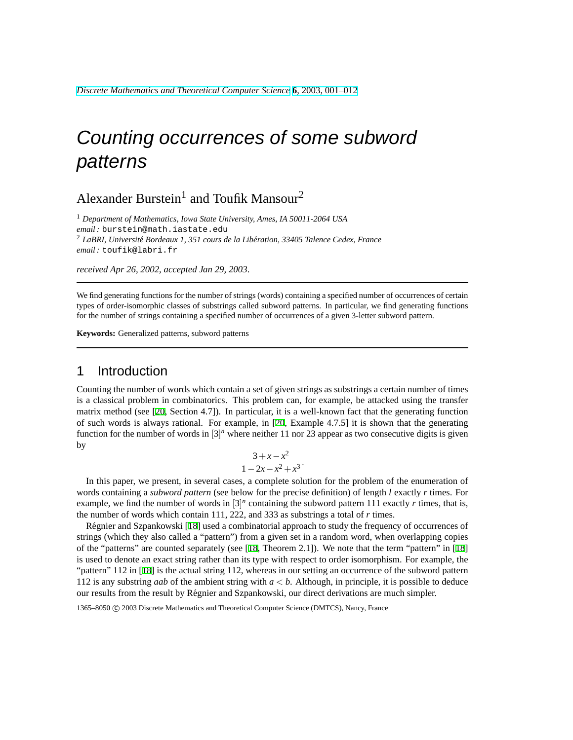# Counting occurrences of some subword patterns

Alexander Burstein[1] and Toufik Mansour[2]

[1] *Department of Mathematics, Iowa State University, Ames, IA 50011-2064 USA*
*email :* burstein@math.iastate.edu
[2] *LaBRI, Université Bordeaux 1, 351 cours de la Libération, 33405 Talence Cedex, France*
*email :* toufik@labri.fr

*received Apr 26, 2002, accepted Jan 29, 2003.*

---

We find generating functions for the number of strings (words) containing a specified number of occurrences of certain types of order-isomorphic classes of substrings called subword patterns. In particular, we find generating functions for the number of strings containing a specified number of occurrences of a given 3-letter subword pattern.

**Keywords:** Generalized patterns, subword patterns

---

## 1 Introduction

Counting the number of words which contain a set of given strings as substrings a certain number of times is a classical problem in combinatorics. This problem can, for example, be attacked using the transfer matrix method (see [20, Section 4.7]). In particular, it is a well-known fact that the generating function of such words is always rational. For example, in [20, Example 4.7.5] it is shown that the generating function for the number of words in $[3]^n$ where neither 11 nor 23 appear as two consecutive digits is given by

$$\frac{3+x-x^2}{1-2x-x^2+x^3}.$$

In this paper, we present, in several cases, a complete solution for the problem of the enumeration of words containing a *subword pattern* (see below for the precise definition) of length $l$ exactly $r$ times. For example, we find the number of words in $[3]^n$ containing the subword pattern 111 exactly $r$ times, that is, the number of words which contain 111, 222, and 333 as substrings a total of $r$ times.

Régnier and Szpankowski [18] used a combinatorial approach to study the frequency of occurrences of strings (which they also called a "pattern") from a given set in a random word, when overlapping copies of the "patterns" are counted separately (see [18, Theorem 2.1]). We note that the term "pattern" in [18] is used to denote an exact string rather than its type with respect to order isomorphism. For example, the "pattern" 112 in [18] is the actual string 112, whereas in our setting an occurrence of the subword pattern 112 is any substring $aab$ of the ambient string with $a<b$. Although, in principle, it is possible to deduce our results from the result by Régnier and Szpankowski, our direct derivations are much simpler.

1365–8050 © 2003 Discrete Mathematics and Theoretical Computer Science (DMTCS), Nancy, France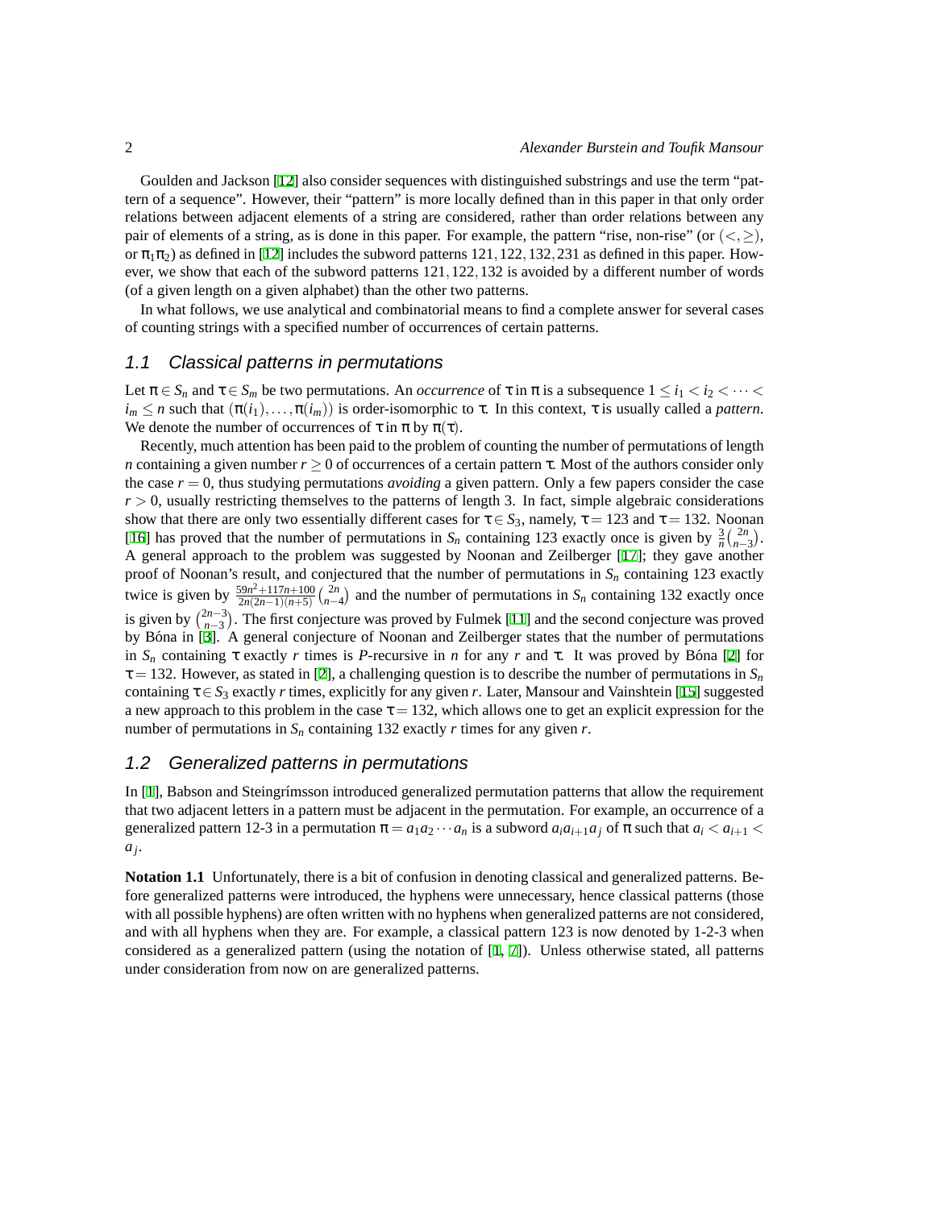Goulden and Jackson [12] also consider sequences with distinguished substrings and use the term "pattern of a sequence". However, their "pattern" is more locally defined than in this paper in that only order relations between adjacent elements of a string are considered, rather than order relations between any pair of elements of a string, as is done in this paper. For example, the pattern "rise, non-rise" (or $(<, \geq)$, or $\pi_1\pi_2$) as defined in [12] includes the subword patterns $121, 122, 132, 231$ as defined in this paper. However, we show that each of the subword patterns $121, 122, 132$ is avoided by a different number of words (of a given length on a given alphabet) than the other two patterns.

In what follows, we use analytical and combinatorial means to find a complete answer for several cases of counting strings with a specified number of occurrences of certain patterns.

## 1.1 Classical patterns in permutations

Let $\pi \in S_n$ and $\tau \in S_m$ be two permutations. An *occurrence* of $\tau$ in $\pi$ is a subsequence $1 \leq i_1 < i_2 < \cdots < i_m \leq n$ such that $(\pi(i_1), \ldots, \pi(i_m))$ is order-isomorphic to $\tau$. In this context, $\tau$ is usually called a *pattern*. We denote the number of occurrences of $\tau$ in $\pi$ by $\pi(\tau)$.

Recently, much attention has been paid to the problem of counting the number of permutations of length $n$ containing a given number $r \geq 0$ of occurrences of a certain pattern $\tau$. Most of the authors consider only the case $r = 0$, thus studying permutations *avoiding* a given pattern. Only a few papers consider the case $r > 0$, usually restricting themselves to the patterns of length 3. In fact, simple algebraic considerations show that there are only two essentially different cases for $\tau \in S_3$, namely, $\tau = 123$ and $\tau = 132$. Noonan [16] has proved that the number of permutations in $S_n$ containing 123 exactly once is given by $\frac{3}{n}\binom{2n}{n-3}$. A general approach to the problem was suggested by Noonan and Zeilberger [17]; they gave another proof of Noonan's result, and conjectured that the number of permutations in $S_n$ containing 123 exactly twice is given by $\frac{59n^2+117n+100}{2n(2n-1)(n+5)}\binom{2n}{n-4}$ and the number of permutations in $S_n$ containing 132 exactly once is given by $\binom{2n-3}{n-3}$. The first conjecture was proved by Fulmek [11] and the second conjecture was proved by Bóna in [3]. A general conjecture of Noonan and Zeilberger states that the number of permutations in $S_n$ containing $\tau$ exactly $r$ times is $P$-recursive in $n$ for any $r$ and $\tau$. It was proved by Bóna [2] for $\tau = 132$. However, as stated in [2], a challenging question is to describe the number of permutations in $S_n$ containing $\tau \in S_3$ exactly $r$ times, explicitly for any given $r$. Later, Mansour and Vainshtein [15] suggested a new approach to this problem in the case $\tau = 132$, which allows one to get an explicit expression for the number of permutations in $S_n$ containing 132 exactly $r$ times for any given $r$.

## 1.2 Generalized patterns in permutations

In [1], Babson and Steingrímsson introduced generalized permutation patterns that allow the requirement that two adjacent letters in a pattern must be adjacent in the permutation. For example, an occurrence of a generalized pattern 12-3 in a permutation $\pi = a_1a_2\cdots a_n$ is a subword $a_ia_{i+1}a_j$ of $\pi$ such that $a_i < a_{i+1} < a_j$.

**Notation 1.1** Unfortunately, there is a bit of confusion in denoting classical and generalized patterns. Before generalized patterns were introduced, the hyphens were unnecessary, hence classical patterns (those with all possible hyphens) are often written with no hyphens when generalized patterns are not considered, and with all hyphens when they are. For example, a classical pattern 123 is now denoted by 1-2-3 when considered as a generalized pattern (using the notation of [1, 7]). Unless otherwise stated, all patterns under consideration from now on are generalized patterns.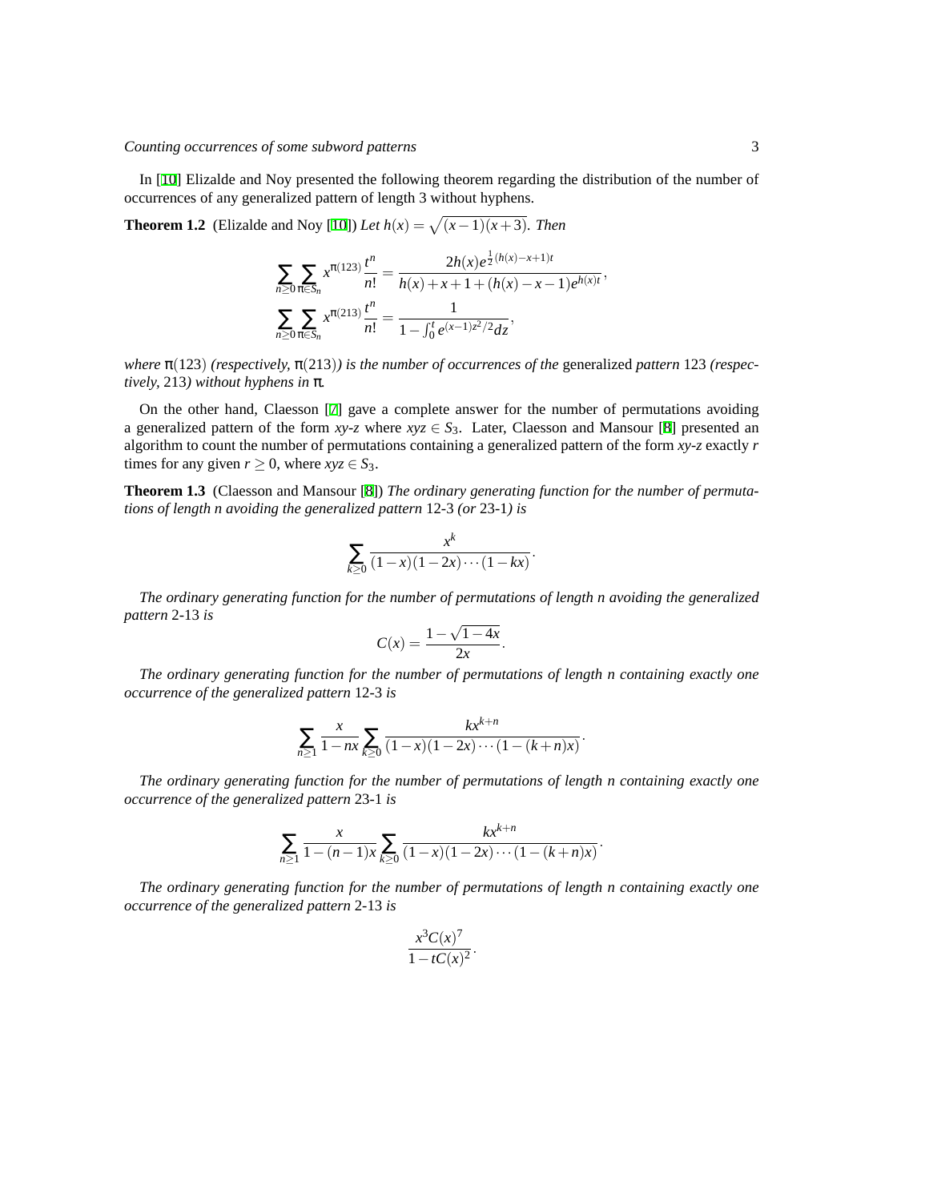In [10] Elizalde and Noy presented the following theorem regarding the distribution of the number of occurrences of any generalized pattern of length 3 without hyphens.

**Theorem 1.2** (Elizalde and Noy [10]) *Let $h(x) = \sqrt{(x-1)(x+3)}$. Then*

$$\sum_{n\geq 0}\sum_{\pi\in S_n} x^{\pi(123)}\frac{t^n}{n!} = \frac{2h(x)e^{\frac{1}{2}(h(x)-x+1)t}}{h(x)+x+1+(h(x)-x-1)e^{h(x)t}},$$

$$\sum_{n\geq 0}\sum_{\pi\in S_n} x^{\pi(213)}\frac{t^n}{n!} = \frac{1}{1-\int_0^t e^{(x-1)z^2/2}dz},$$

*where $\pi(123)$ (respectively, $\pi(213)$) is the number of occurrences of the* generalized *pattern* 123 *(respectively,* 213*) without hyphens in $\pi$.*

On the other hand, Claesson [7] gave a complete answer for the number of permutations avoiding a generalized pattern of the form *xy-z* where $xyz \in S_3$. Later, Claesson and Mansour [8] presented an algorithm to count the number of permutations containing a generalized pattern of the form *xy-z* exactly $r$ times for any given $r \geq 0$, where $xyz \in S_3$.

**Theorem 1.3** (Claesson and Mansour [8]) *The ordinary generating function for the number of permutations of length n avoiding the generalized pattern* 12-3 *(or* 23-1*) is*

$$\sum_{k\geq 0}\frac{x^k}{(1-x)(1-2x)\cdots(1-kx)}.$$

*The ordinary generating function for the number of permutations of length n avoiding the generalized pattern* 2-13 *is*

$$C(x) = \frac{1-\sqrt{1-4x}}{2x}.$$

*The ordinary generating function for the number of permutations of length n containing exactly one occurrence of the generalized pattern* 12-3 *is*

$$\sum_{n\geq 1}\frac{x}{1-nx}\sum_{k\geq 0}\frac{kx^{k+n}}{(1-x)(1-2x)\cdots(1-(k+n)x)}.$$

*The ordinary generating function for the number of permutations of length n containing exactly one occurrence of the generalized pattern* 23-1 *is*

$$\sum_{n\geq 1}\frac{x}{1-(n-1)x}\sum_{k\geq 0}\frac{kx^{k+n}}{(1-x)(1-2x)\cdots(1-(k+n)x)}.$$

*The ordinary generating function for the number of permutations of length n containing exactly one occurrence of the generalized pattern* 2-13 *is*

$$\frac{x^3C(x)^7}{1-tC(x)^2}.$$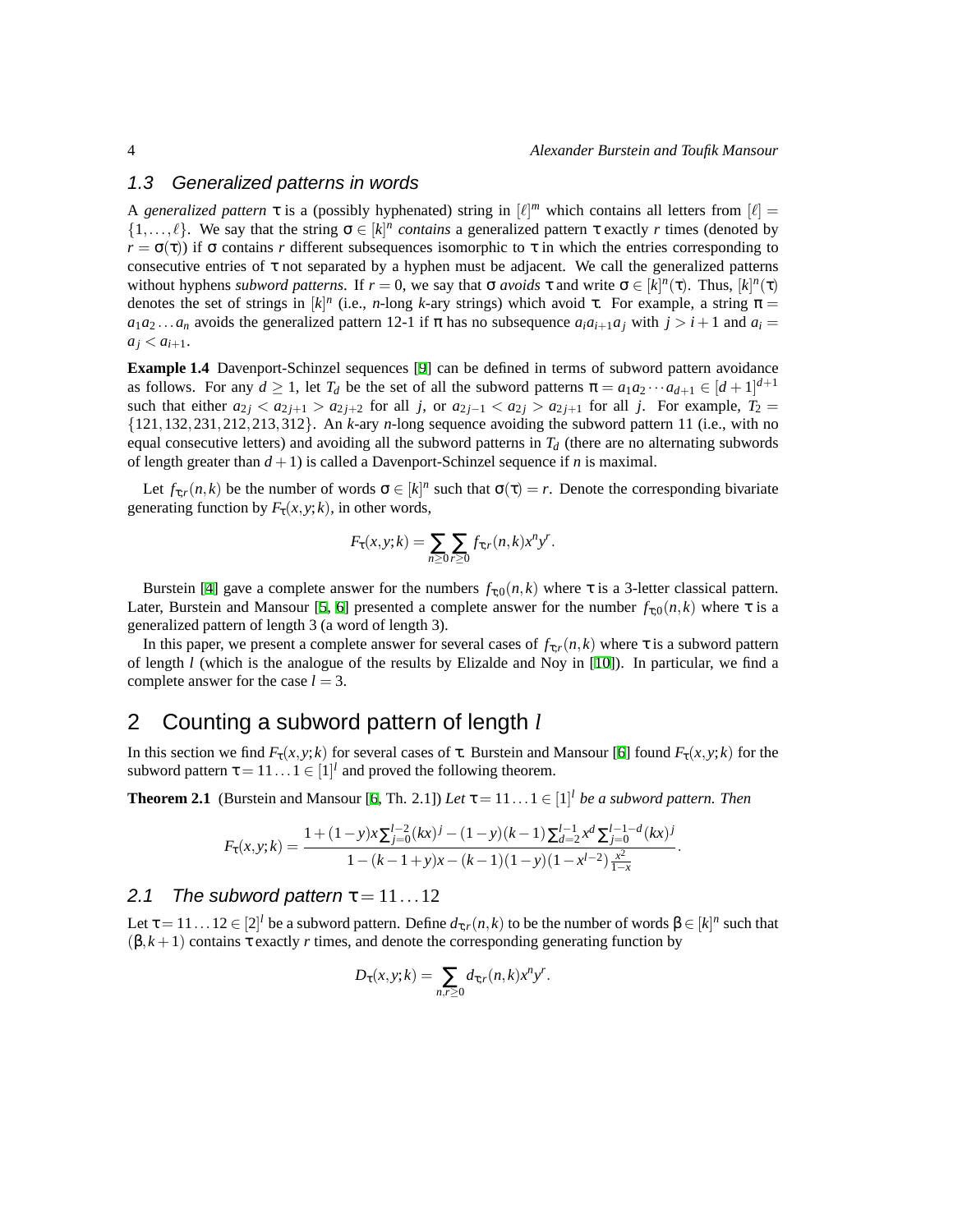### 1.3 Generalized patterns in words

A *generalized pattern* $\tau$ is a (possibly hyphenated) string in $[\ell]^m$ which contains all letters from $[\ell] = \{1,\dots,\ell\}$. We say that the string $\sigma \in [k]^n$ *contains* a generalized pattern $\tau$ exactly $r$ times (denoted by $r = \sigma(\tau)$) if $\sigma$ contains $r$ different subsequences isomorphic to $\tau$ in which the entries corresponding to consecutive entries of $\tau$ not separated by a hyphen must be adjacent. We call the generalized patterns without hyphens *subword patterns*. If $r = 0$, we say that $\sigma$ *avoids* $\tau$ and write $\sigma \in [k]^n(\tau)$. Thus, $[k]^n(\tau)$ denotes the set of strings in $[k]^n$ (i.e., $n$-long $k$-ary strings) which avoid $\tau$. For example, a string $\pi = a_1a_2\dots a_n$ avoids the generalized pattern 12-1 if $\pi$ has no subsequence $a_ia_{i+1}a_j$ with $j > i+1$ and $a_i = a_j < a_{i+1}$.

**Example 1.4** Davenport-Schinzel sequences [9] can be defined in terms of subword pattern avoidance as follows. For any $d \geq 1$, let $T_d$ be the set of all the subword patterns $\pi = a_1a_2\cdots a_{d+1} \in [d+1]^{d+1}$ such that either $a_{2j} < a_{2j+1} > a_{2j+2}$ for all $j$, or $a_{2j-1} < a_{2j} > a_{2j+1}$ for all $j$. For example, $T_2 = \{121, 132, 231, 212, 213, 312\}$. An $k$-ary $n$-long sequence avoiding the subword pattern 11 (i.e., with no equal consecutive letters) and avoiding all the subword patterns in $T_d$ (there are no alternating subwords of length greater than $d+1$) is called a Davenport-Schinzel sequence if $n$ is maximal.

Let $f_{\tau;r}(n,k)$ be the number of words $\sigma \in [k]^n$ such that $\sigma(\tau) = r$. Denote the corresponding bivariate generating function by $F_\tau(x,y;k)$, in other words,

$$F_\tau(x,y;k) = \sum_{n\geq 0}\sum_{r\geq 0} f_{\tau;r}(n,k)x^n y^r.$$

Burstein [4] gave a complete answer for the numbers $f_{\tau;0}(n,k)$ where $\tau$ is a 3-letter classical pattern. Later, Burstein and Mansour [5, 6] presented a complete answer for the number $f_{\tau;0}(n,k)$ where $\tau$ is a generalized pattern of length 3 (a word of length 3).

In this paper, we present a complete answer for several cases of $f_{\tau;r}(n,k)$ where $\tau$ is a subword pattern of length $l$ (which is the analogue of the results by Elizalde and Noy in [10]). In particular, we find a complete answer for the case $l = 3$.

## 2 Counting a subword pattern of length $l$

In this section we find $F_\tau(x,y;k)$ for several cases of $\tau$. Burstein and Mansour [6] found $F_\tau(x,y;k)$ for the subword pattern $\tau = 11\dots1 \in [1]^l$ and proved the following theorem.

**Theorem 2.1** (Burstein and Mansour [6, Th. 2.1]) *Let $\tau = 11\dots1 \in [1]^l$ be a subword pattern. Then*

$$F_\tau(x,y;k) = \frac{1+(1-y)x\sum_{j=0}^{l-2}(kx)^j - (1-y)(k-1)\sum_{d=2}^{l-1}x^d\sum_{j=0}^{l-1-d}(kx)^j}{1-(k-1+y)x-(k-1)(1-y)(1-x^{l-2})\frac{x^2}{1-x}}.$$

### 2.1 The subword pattern $\tau = 11\dots12$

Let $\tau = 11\dots12 \in [2]^l$ be a subword pattern. Define $d_{\tau;r}(n,k)$ to be the number of words $\beta \in [k]^n$ such that $(\beta, k+1)$ contains $\tau$ exactly $r$ times, and denote the corresponding generating function by

$$D_\tau(x,y;k) = \sum_{n,r\geq 0} d_{\tau;r}(n,k)x^n y^r.$$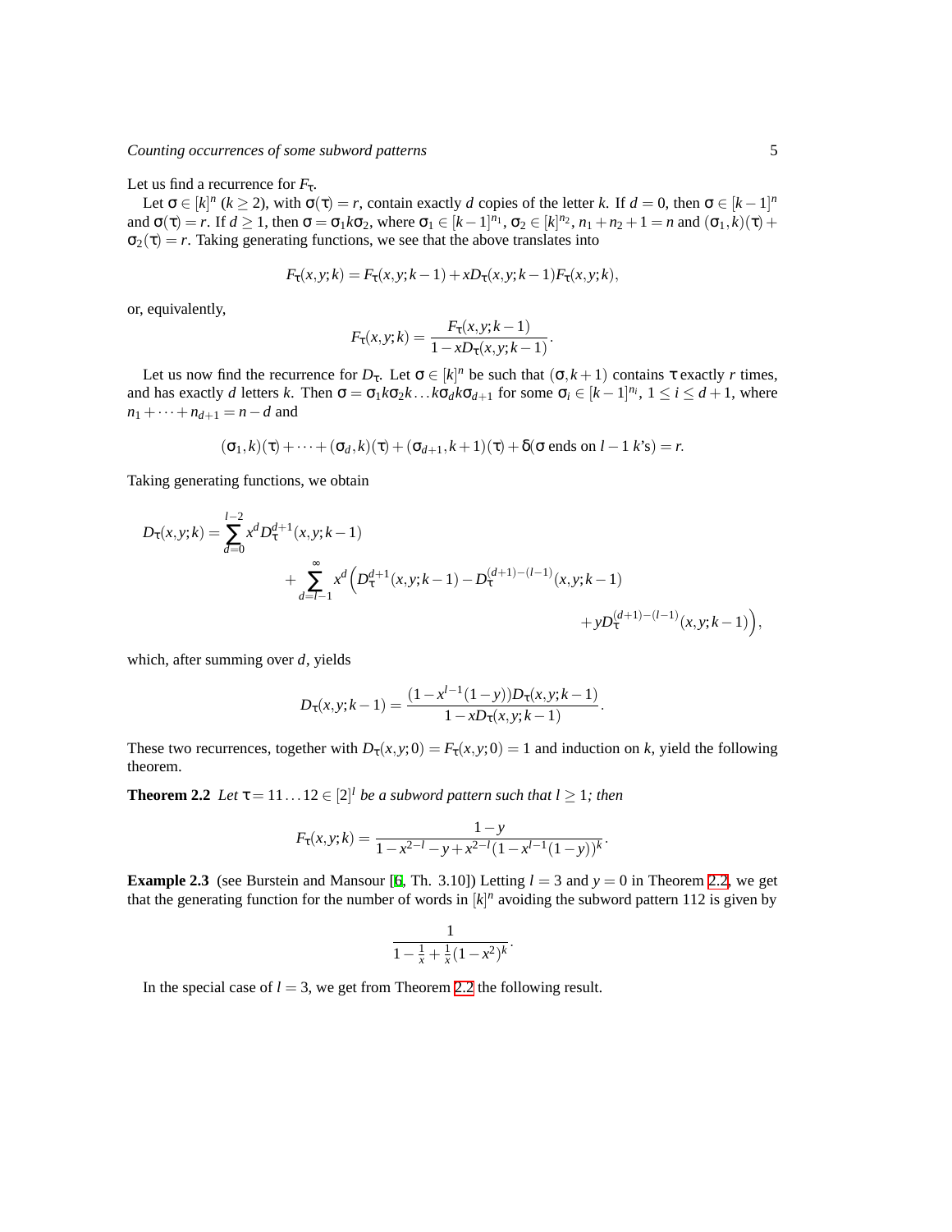Let us find a recurrence for $F_\tau$.

Let $\sigma \in [k]^n$ ($k \geq 2$), with $\sigma(\tau) = r$, contain exactly $d$ copies of the letter $k$. If $d = 0$, then $\sigma \in [k-1]^n$ and $\sigma(\tau) = r$. If $d \geq 1$, then $\sigma = \sigma_1 k \sigma_2$, where $\sigma_1 \in [k-1]^{n_1}$, $\sigma_2 \in [k]^{n_2}$, $n_1 + n_2 + 1 = n$ and $(\sigma_1, k)(\tau) + \sigma_2(\tau) = r$. Taking generating functions, we see that the above translates into

$$F_\tau(x,y;k) = F_\tau(x,y;k-1) + xD_\tau(x,y;k-1)F_\tau(x,y;k),$$

or, equivalently,

$$F_\tau(x,y;k) = \frac{F_\tau(x,y;k-1)}{1 - xD_\tau(x,y;k-1)}.$$

Let us now find the recurrence for $D_\tau$. Let $\sigma \in [k]^n$ be such that $(\sigma, k+1)$ contains $\tau$ exactly $r$ times, and has exactly $d$ letters $k$. Then $\sigma = \sigma_1 k \sigma_2 k \ldots k \sigma_d k \sigma_{d+1}$ for some $\sigma_i \in [k-1]^{n_i}$, $1 \leq i \leq d+1$, where $n_1 + \cdots + n_{d+1} = n - d$ and

$$(\sigma_1, k)(\tau) + \cdots + (\sigma_d, k)(\tau) + (\sigma_{d+1}, k+1)(\tau) + \delta(\sigma \text{ ends on } l-1\ k\text{'s}) = r.$$

Taking generating functions, we obtain

$$\begin{aligned}
D_\tau(x,y;k) = &\sum_{d=0}^{l-2} x^d D_\tau^{d+1}(x,y;k-1) \\
&+ \sum_{d=l-1}^{\infty} x^d \Big( D_\tau^{d+1}(x,y;k-1) - D_\tau^{(d+1)-(l-1)}(x,y;k-1) \\
&\qquad + yD_\tau^{(d+1)-(l-1)}(x,y;k-1) \Big),
\end{aligned}$$

which, after summing over $d$, yields

$$D_\tau(x,y;k-1) = \frac{(1 - x^{l-1}(1-y))D_\tau(x,y;k-1)}{1 - xD_\tau(x,y;k-1)}.$$

These two recurrences, together with $D_\tau(x,y;0) = F_\tau(x,y;0) = 1$ and induction on $k$, yield the following theorem.

**Theorem 2.2** *Let $\tau = 11\ldots12 \in [2]^l$ be a subword pattern such that $l \geq 1$; then*

$$F_\tau(x,y;k) = \frac{1-y}{1 - x^{2-l} - y + x^{2-l}(1 - x^{l-1}(1-y))^k}.$$

**Example 2.3** (see Burstein and Mansour [6, Th. 3.10]) Letting $l = 3$ and $y = 0$ in Theorem 2.2, we get that the generating function for the number of words in $[k]^n$ avoiding the subword pattern 112 is given by

$$\frac{1}{1 - \frac{1}{x} + \frac{1}{x}(1-x^2)^k}.$$

In the special case of $l = 3$, we get from Theorem 2.2 the following result.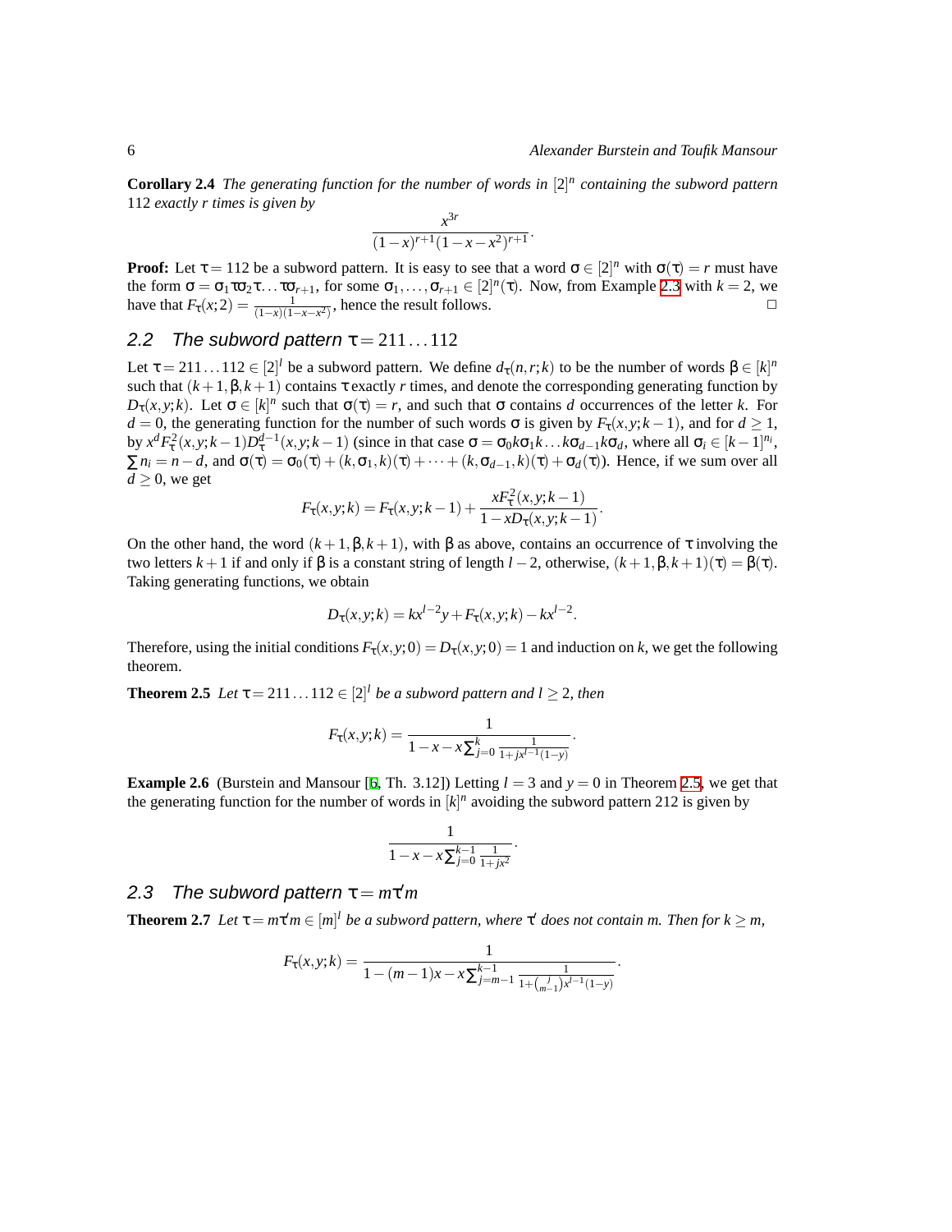**Corollary 2.4** *The generating function for the number of words in* $[2]^n$ *containing the subword pattern* 112 *exactly r times is given by*

$$\frac{x^{3r}}{(1-x)^{r+1}(1-x-x^2)^{r+1}}.$$

**Proof:** Let $\tau = 112$ be a subword pattern. It is easy to see that a word $\sigma \in [2]^n$ with $\sigma(\tau) = r$ must have the form $\sigma = \sigma_1\tau\sigma_2\tau\ldots\tau\sigma_{r+1}$, for some $\sigma_1,\ldots,\sigma_{r+1} \in [2]^n(\tau)$. Now, from Example 2.3 with $k=2$, we have that $F_\tau(x;2) = \frac{1}{(1-x)(1-x-x^2)}$, hence the result follows. □

## 2.2 The subword pattern $\tau = 211\ldots112$

Let $\tau = 211\ldots112 \in [2]^l$ be a subword pattern. We define $d_\tau(n,r;k)$ to be the number of words $\beta \in [k]^n$ such that $(k+1,\beta,k+1)$ contains $\tau$ exactly $r$ times, and denote the corresponding generating function by $D_\tau(x,y;k)$. Let $\sigma \in [k]^n$ such that $\sigma(\tau) = r$, and such that $\sigma$ contains $d$ occurrences of the letter $k$. For $d = 0$, the generating function for the number of such words $\sigma$ is given by $F_\tau(x,y;k-1)$, and for $d \geq 1$, by $x^d F_\tau^2(x,y;k-1)D_\tau^{d-1}(x,y;k-1)$ (since in that case $\sigma = \sigma_0 k\sigma_1 k\ldots k\sigma_{d-1}k\sigma_d$, where all $\sigma_i \in [k-1]^{n_i}$, $\sum n_i = n-d$, and $\sigma(\tau) = \sigma_0(\tau) + (k,\sigma_1,k)(\tau) + \cdots + (k,\sigma_{d-1},k)(\tau) + \sigma_d(\tau)$). Hence, if we sum over all $d \geq 0$, we get

$$F_\tau(x,y;k) = F_\tau(x,y;k-1) + \frac{xF_\tau^2(x,y;k-1)}{1-xD_\tau(x,y;k-1)}.$$

On the other hand, the word $(k+1,\beta,k+1)$, with $\beta$ as above, contains an occurrence of $\tau$ involving the two letters $k+1$ if and only if $\beta$ is a constant string of length $l-2$, otherwise, $(k+1,\beta,k+1)(\tau) = \beta(\tau)$. Taking generating functions, we obtain

$$D_\tau(x,y;k) = kx^{l-2}y + F_\tau(x,y;k) - kx^{l-2}.$$

Therefore, using the initial conditions $F_\tau(x,y;0) = D_\tau(x,y;0) = 1$ and induction on $k$, we get the following theorem.

**Theorem 2.5** *Let* $\tau = 211\ldots112 \in [2]^l$ *be a subword pattern and* $l \geq 2$*, then*

$$F_\tau(x,y;k) = \frac{1}{1-x-x\sum_{j=0}^{k}\frac{1}{1+jx^{l-1}(1-y)}}.$$

**Example 2.6** (Burstein and Mansour [6, Th. 3.12]) Letting $l = 3$ and $y = 0$ in Theorem 2.5, we get that the generating function for the number of words in $[k]^n$ avoiding the subword pattern 212 is given by

$$\frac{1}{1-x-x\sum_{j=0}^{k-1}\frac{1}{1+jx^2}}.$$

## 2.3 The subword pattern $\tau = m\tau' m$

**Theorem 2.7** *Let* $\tau = m\tau' m \in [m]^l$ *be a subword pattern, where* $\tau'$ *does not contain m. Then for* $k \geq m$*,*

$$F_\tau(x,y;k) = \frac{1}{1-(m-1)x-x\sum_{j=m-1}^{k-1}\frac{1}{1+\binom{j}{m-1}x^{l-1}(1-y)}}.$$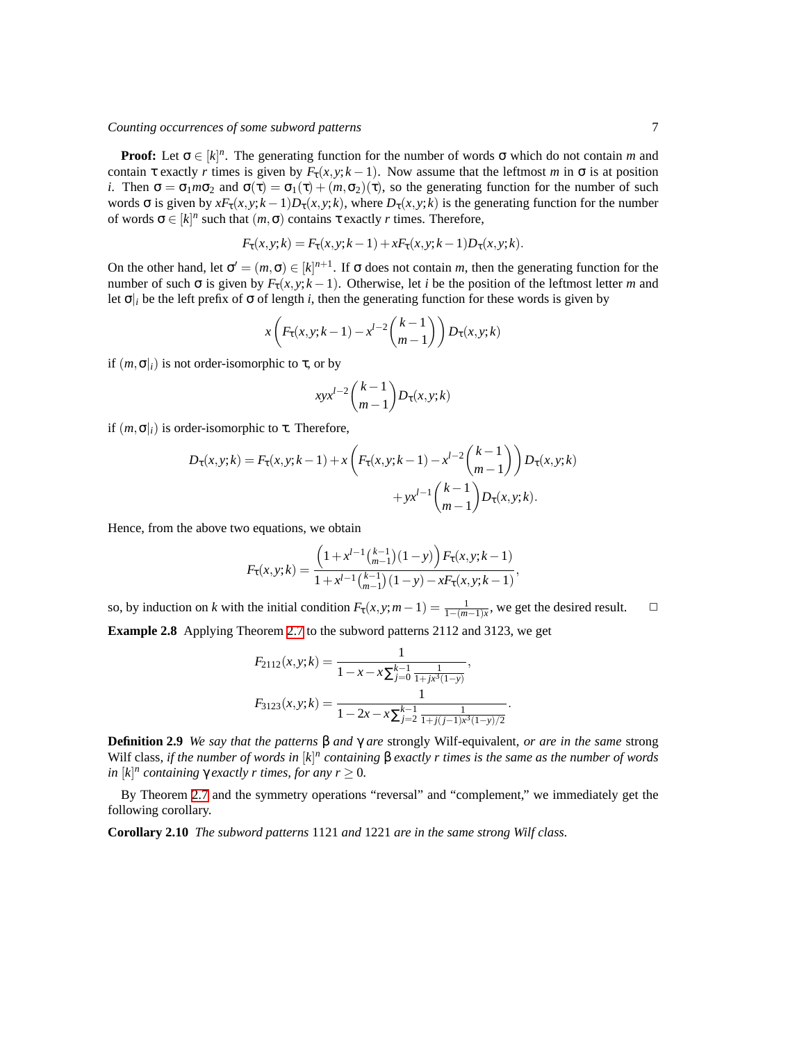**Proof:** Let $\sigma \in [k]^n$. The generating function for the number of words $\sigma$ which do not contain $m$ and contain $\tau$ exactly $r$ times is given by $F_\tau(x,y;k-1)$. Now assume that the leftmost $m$ in $\sigma$ is at position $i$. Then $\sigma = \sigma_1 m \sigma_2$ and $\sigma(\tau) = \sigma_1(\tau) + (m,\sigma_2)(\tau)$, so the generating function for the number of such words $\sigma$ is given by $xF_\tau(x,y;k-1)D_\tau(x,y;k)$, where $D_\tau(x,y;k)$ is the generating function for the number of words $\sigma \in [k]^n$ such that $(m,\sigma)$ contains $\tau$ exactly $r$ times. Therefore,

$$F_\tau(x,y;k) = F_\tau(x,y;k-1) + xF_\tau(x,y;k-1)D_\tau(x,y;k).$$

On the other hand, let $\sigma' = (m,\sigma) \in [k]^{n+1}$. If $\sigma$ does not contain $m$, then the generating function for the number of such $\sigma$ is given by $F_\tau(x,y;k-1)$. Otherwise, let $i$ be the position of the leftmost letter $m$ and let $\sigma|_i$ be the left prefix of $\sigma$ of length $i$, then the generating function for these words is given by

$$x\left(F_\tau(x,y;k-1) - x^{l-2}\binom{k-1}{m-1}\right)D_\tau(x,y;k)$$

if $(m,\sigma|_i)$ is not order-isomorphic to $\tau$, or by

$$xyx^{l-2}\binom{k-1}{m-1}D_\tau(x,y;k)$$

if $(m,\sigma|_i)$ is order-isomorphic to $\tau$. Therefore,

$$D_\tau(x,y;k) = F_\tau(x,y;k-1) + x\left(F_\tau(x,y;k-1) - x^{l-2}\binom{k-1}{m-1}\right)D_\tau(x,y;k) + yx^{l-1}\binom{k-1}{m-1}D_\tau(x,y;k).$$

Hence, from the above two equations, we obtain

$$F_\tau(x,y;k) = \frac{\left(1 + x^{l-1}\binom{k-1}{m-1}(1-y)\right)F_\tau(x,y;k-1)}{1 + x^{l-1}\binom{k-1}{m-1}(1-y) - xF_\tau(x,y;k-1)},$$

so, by induction on $k$ with the initial condition $F_\tau(x,y;m-1) = \frac{1}{1-(m-1)x}$, we get the desired result. □

**Example 2.8** Applying Theorem 2.7 to the subword patterns 2112 and 3123, we get

$$F_{2112}(x,y;k) = \frac{1}{1 - x - x\sum_{j=0}^{k-1}\frac{1}{1+jx^3(1-y)}},$$

$$F_{3123}(x,y;k) = \frac{1}{1 - 2x - x\sum_{j=2}^{k-1}\frac{1}{1+j(j-1)x^3(1-y)/2}}.$$

**Definition 2.9** *We say that the patterns $\beta$ and $\gamma$ are* strongly Wilf-equivalent, *or are in the same* strong Wilf class, *if the number of words in $[k]^n$ containing $\beta$ exactly $r$ times is the same as the number of words in $[k]^n$ containing $\gamma$ exactly $r$ times, for any $r \geq 0$.*

By Theorem 2.7 and the symmetry operations "reversal" and "complement," we immediately get the following corollary.

**Corollary 2.10** *The subword patterns* 1121 *and* 1221 *are in the same strong Wilf class.*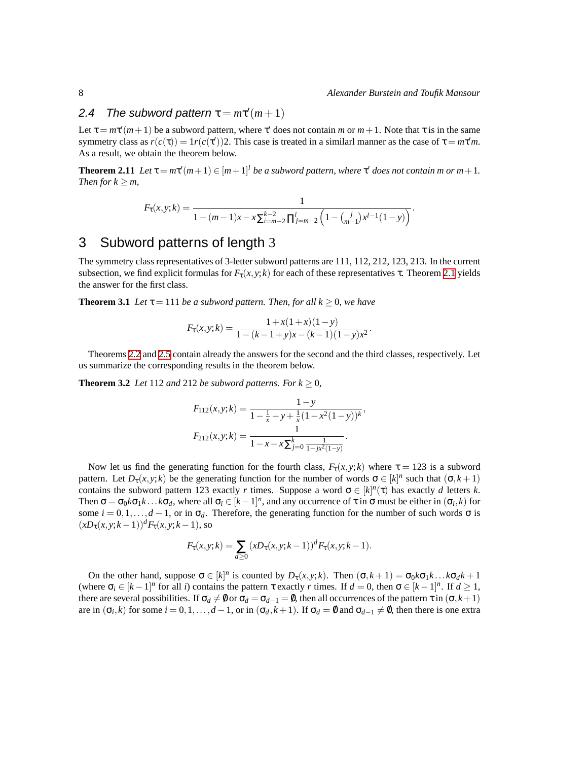## 2.4 The subword pattern $\tau = m\tau'(m+1)$

Let $\tau = m\tau'(m+1)$ be a subword pattern, where $\tau'$ does not contain $m$ or $m+1$. Note that $\tau$ is in the same symmetry class as $r(c(\tau)) = 1r(c(\tau'))2$. This case is treated in a similarl manner as the case of $\tau = m\tau' m$. As a result, we obtain the theorem below.

**Theorem 2.11** *Let $\tau = m\tau'(m+1) \in [m+1]^l$ be a subword pattern, where $\tau'$ does not contain $m$ or $m+1$. Then for $k \geq m$,*

$$F_\tau(x,y;k) = \frac{1}{1-(m-1)x - x\sum_{i=m-2}^{k-2}\prod_{j=m-2}^{i}\left(1-\binom{j}{m-1}x^{l-1}(1-y)\right)}.$$

# 3 Subword patterns of length 3

The symmetry class representatives of 3-letter subword patterns are 111, 112, 212, 123, 213. In the current subsection, we find explicit formulas for $F_\tau(x,y;k)$ for each of these representatives $\tau$. Theorem 2.1 yields the answer for the first class.

**Theorem 3.1** *Let $\tau = 111$ be a subword pattern. Then, for all $k \geq 0$, we have*

$$F_\tau(x,y;k) = \frac{1+x(1+x)(1-y)}{1-(k-1+y)x-(k-1)(1-y)x^2}.$$

Theorems 2.2 and 2.5 contain already the answers for the second and the third classes, respectively. Let us summarize the corresponding results in the theorem below.

**Theorem 3.2** *Let 112 and 212 be subword patterns. For $k \geq 0$,*

$$F_{112}(x,y;k) = \frac{1-y}{1-\frac{1}{x}-y+\frac{1}{x}(1-x^2(1-y))^k},$$

$$F_{212}(x,y;k) = \frac{1}{1-x-x\sum_{j=0}^{k}\frac{1}{1-jx^2(1-y)}}.$$

Now let us find the generating function for the fourth class, $F_\tau(x,y;k)$ where $\tau = 123$ is a subword pattern. Let $D_\tau(x,y;k)$ be the generating function for the number of words $\sigma \in [k]^n$ such that $(\sigma, k+1)$ contains the subword pattern 123 exactly $r$ times. Suppose a word $\sigma \in [k]^n(\tau)$ has exactly $d$ letters $k$. Then $\sigma = \sigma_0 k\sigma_1 k \ldots k\sigma_d$, where all $\sigma_i \in [k-1]^n$, and any occurrence of $\tau$ in $\sigma$ must be either in $(\sigma_i, k)$ for some $i = 0,1,\ldots,d-1$, or in $\sigma_d$. Therefore, the generating function for the number of such words $\sigma$ is $(xD_\tau(x,y;k-1))^d F_\tau(x,y;k-1)$, so

$$F_\tau(x,y;k) = \sum_{d\geq 0}(xD_\tau(x,y;k-1))^d F_\tau(x,y;k-1).$$

On the other hand, suppose $\sigma \in [k]^n$ is counted by $D_\tau(x,y;k)$. Then $(\sigma, k+1) = \sigma_0 k\sigma_1 k\ldots k\sigma_d k+1$ (where $\sigma_i \in [k-1]^n$ for all $i$) contains the pattern $\tau$ exactly $r$ times. If $d = 0$, then $\sigma \in [k-1]^n$. If $d \geq 1$, there are several possibilities. If $\sigma_d \neq \emptyset$ or $\sigma_d = \sigma_{d-1} = \emptyset$, then all occurrences of the pattern $\tau$ in $(\sigma, k+1)$ are in $(\sigma_i, k)$ for some $i = 0,1,\ldots,d-1$, or in $(\sigma_d, k+1)$. If $\sigma_d = \emptyset$ and $\sigma_{d-1} \neq \emptyset$, then there is one extra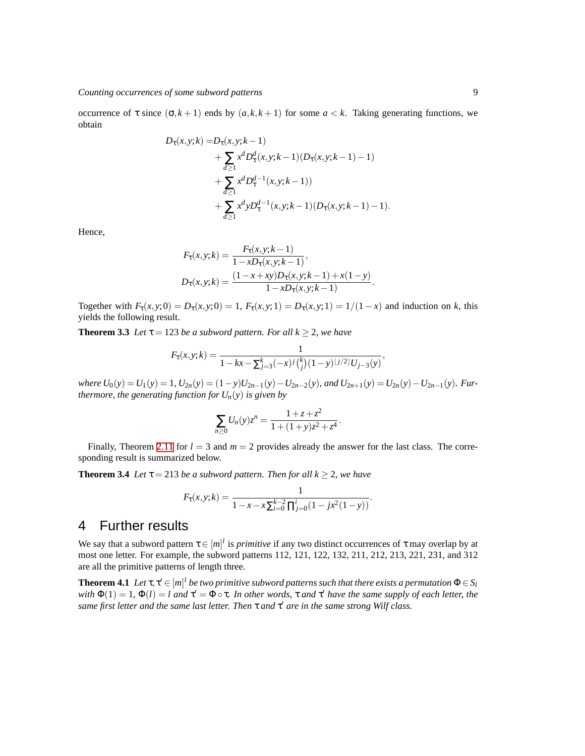occurrence of $\tau$ since $(\sigma, k+1)$ ends by $(a,k,k+1)$ for some $a<k$. Taking generating functions, we obtain

$$
\begin{aligned}
D_\tau(x,y;k) = & D_\tau(x,y;k-1) \\
& + \sum_{d\geq 1} x^d D_\tau^d(x,y;k-1)(D_\tau(x,y;k-1)-1) \\
& + \sum_{d\geq 1} x^d D_\tau^{d-1}(x,y;k-1)) \\
& + \sum_{d\geq 1} x^d y D_\tau^{d-1}(x,y;k-1)(D_\tau(x,y;k-1)-1).
\end{aligned}
$$

Hence,

$$
\begin{aligned}
F_\tau(x,y;k) &= \frac{F_\tau(x,y;k-1)}{1-xD_\tau(x,y;k-1)}, \\
D_\tau(x,y;k) &= \frac{(1-x+xy)D_\tau(x,y;k-1)+x(1-y)}{1-xD_\tau(x,y;k-1)}.
\end{aligned}
$$

Together with $F_\tau(x,y;0) = D_\tau(x,y;0) = 1$, $F_\tau(x,y;1) = D_\tau(x,y;1) = 1/(1-x)$ and induction on $k$, this yields the following result.

**Theorem 3.3** *Let $\tau = 123$ be a subword pattern. For all $k\geq 2$, we have*

$$
F_\tau(x,y;k) = \frac{1}{1-kx-\sum_{j=3}^{k}(-x)^j\binom{k}{j}(1-y)^{\lfloor j/2\rfloor}U_{j-3}(y)},
$$

*where $U_0(y) = U_1(y) = 1$, $U_{2n}(y) = (1-y)U_{2n-1}(y) - U_{2n-2}(y)$, and $U_{2n+1}(y) = U_{2n}(y) - U_{2n-1}(y)$. Furthermore, the generating function for $U_n(y)$ is given by*

$$
\sum_{n\geq 0} U_n(y) z^n = \frac{1+z+z^2}{1+(1+y)z^2+z^4}.
$$

Finally, Theorem 2.11 for $l=3$ and $m=2$ provides already the answer for the last class. The corresponding result is summarized below.

**Theorem 3.4** *Let $\tau = 213$ be a subword pattern. Then for all $k\geq 2$, we have*

$$
F_\tau(x,y;k) = \frac{1}{1-x-x\sum_{i=0}^{k-2}\prod_{j=0}^{i}(1-jx^2(1-y))}.
$$

# 4 Further results

We say that a subword pattern $\tau\in[m]^l$ is *primitive* if any two distinct occurrences of $\tau$ may overlap by at most one letter. For example, the subword patterns 112, 121, 122, 132, 211, 212, 213, 221, 231, and 312 are all the primitive patterns of length three.

**Theorem 4.1** *Let $\tau,\tau'\in[m]^l$ be two primitive subword patterns such that there exists a permutation $\Phi\in S_l$ with $\Phi(1) = 1$, $\Phi(l) = l$ and $\tau' = \Phi\circ\tau$. In other words, $\tau$ and $\tau'$ have the same supply of each letter, the same first letter and the same last letter. Then $\tau$ and $\tau'$ are in the same strong Wilf class.*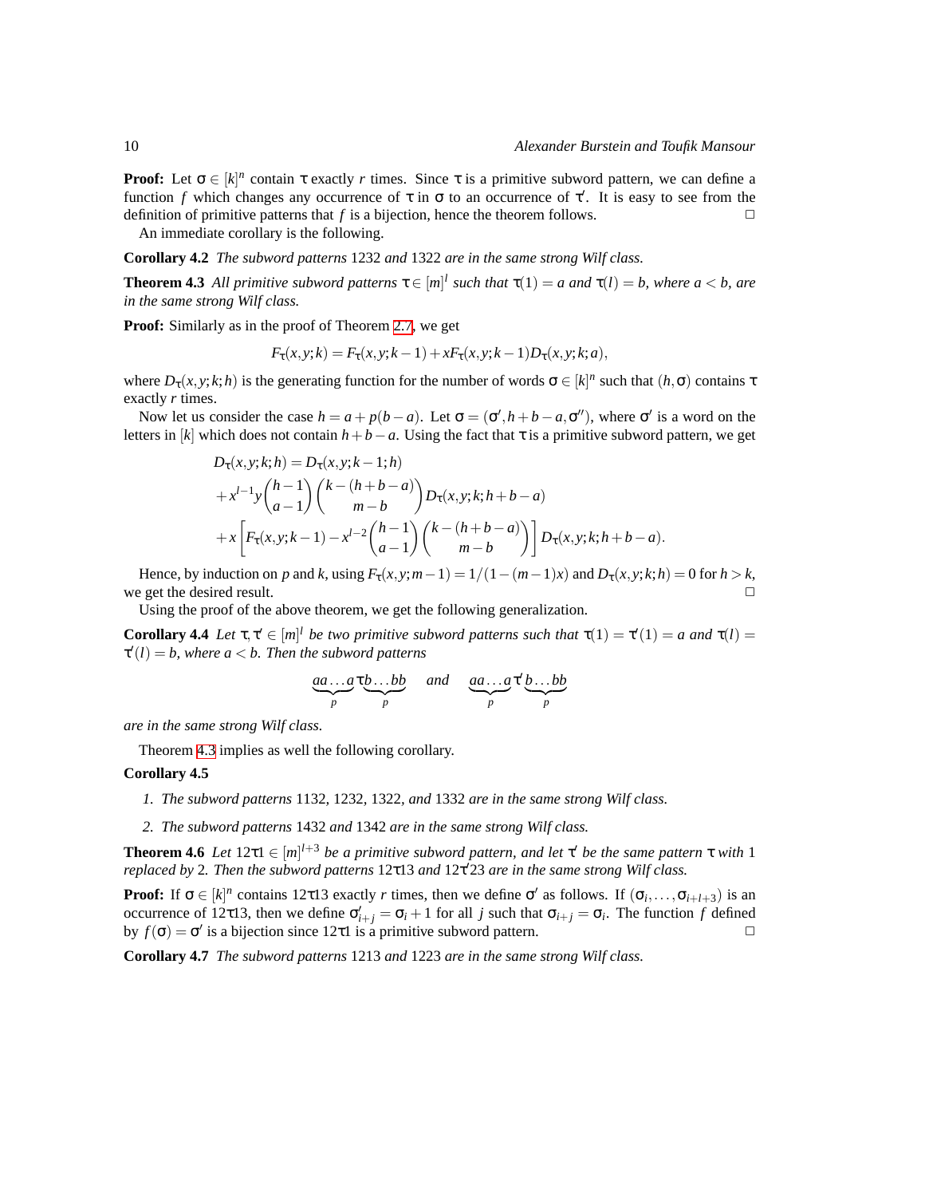**Proof:** Let $\sigma \in [k]^n$ contain $\tau$ exactly $r$ times. Since $\tau$ is a primitive subword pattern, we can define a function $f$ which changes any occurrence of $\tau$ in $\sigma$ to an occurrence of $\tau'$. It is easy to see from the definition of primitive patterns that $f$ is a bijection, hence the theorem follows. □

An immediate corollary is the following.

**Corollary 4.2** *The subword patterns* 1232 *and* 1322 *are in the same strong Wilf class.*

**Theorem 4.3** *All primitive subword patterns $\tau \in [m]^l$ such that $\tau(1) = a$ and $\tau(l) = b$, where $a < b$, are in the same strong Wilf class.*

**Proof:** Similarly as in the proof of Theorem 2.7, we get

$$F_\tau(x,y;k) = F_\tau(x,y;k-1) + xF_\tau(x,y;k-1)D_\tau(x,y;k;a),$$

where $D_\tau(x,y;k;h)$ is the generating function for the number of words $\sigma \in [k]^n$ such that $(h,\sigma)$ contains $\tau$ exactly $r$ times.

Now let us consider the case $h = a + p(b-a)$. Let $\sigma = (\sigma', h+b-a, \sigma'')$, where $\sigma'$ is a word on the letters in $[k]$ which does not contain $h+b-a$. Using the fact that $\tau$ is a primitive subword pattern, we get

$$\begin{aligned}
&D_\tau(x,y;k;h) = D_\tau(x,y;k-1;h) \\
&+ x^{l-1}y\binom{h-1}{a-1}\binom{k-(h+b-a)}{m-b}D_\tau(x,y;k;h+b-a) \\
&+ x\left[F_\tau(x,y;k-1) - x^{l-2}\binom{h-1}{a-1}\binom{k-(h+b-a)}{m-b}\right]D_\tau(x,y;k;h+b-a).
\end{aligned}$$

Hence, by induction on $p$ and $k$, using $F_\tau(x,y;m-1) = 1/(1-(m-1)x)$ and $D_\tau(x,y;k;h) = 0$ for $h > k$, we get the desired result. □

Using the proof of the above theorem, we get the following generalization.

**Corollary 4.4** *Let $\tau, \tau' \in [m]^l$ be two primitive subword patterns such that $\tau(1) = \tau'(1) = a$ and $\tau(l) = \tau'(l) = b$, where $a < b$. Then the subword patterns*

$$\underbrace{aa\ldots a}_{p}\tau\underbrace{b\ldots bb}_{p} \quad \text{and} \quad \underbrace{aa\ldots a}_{p}\tau'\underbrace{b\ldots bb}_{p}$$

*are in the same strong Wilf class.*

Theorem 4.3 implies as well the following corollary.

**Corollary 4.5**

1. *The subword patterns* 1132, 1232, 1322, *and* 1332 *are in the same strong Wilf class.*
2. *The subword patterns* 1432 *and* 1342 *are in the same strong Wilf class.*

**Theorem 4.6** *Let $12\tau1 \in [m]^{l+3}$ be a primitive subword pattern, and let $\tau'$ be the same pattern $\tau$ with* 1 *replaced by* 2*. Then the subword patterns $12\tau13$ and $12\tau'23$ are in the same strong Wilf class.*

**Proof:** If $\sigma \in [k]^n$ contains $12\tau13$ exactly $r$ times, then we define $\sigma'$ as follows. If $(\sigma_i, \ldots, \sigma_{i+l+3})$ is an occurrence of $12\tau13$, then we define $\sigma'_{i+j} = \sigma_i + 1$ for all $j$ such that $\sigma_{i+j} = \sigma_i$. The function $f$ defined by $f(\sigma) = \sigma'$ is a bijection since $12\tau1$ is a primitive subword pattern. □

**Corollary 4.7** *The subword patterns* 1213 *and* 1223 *are in the same strong Wilf class.*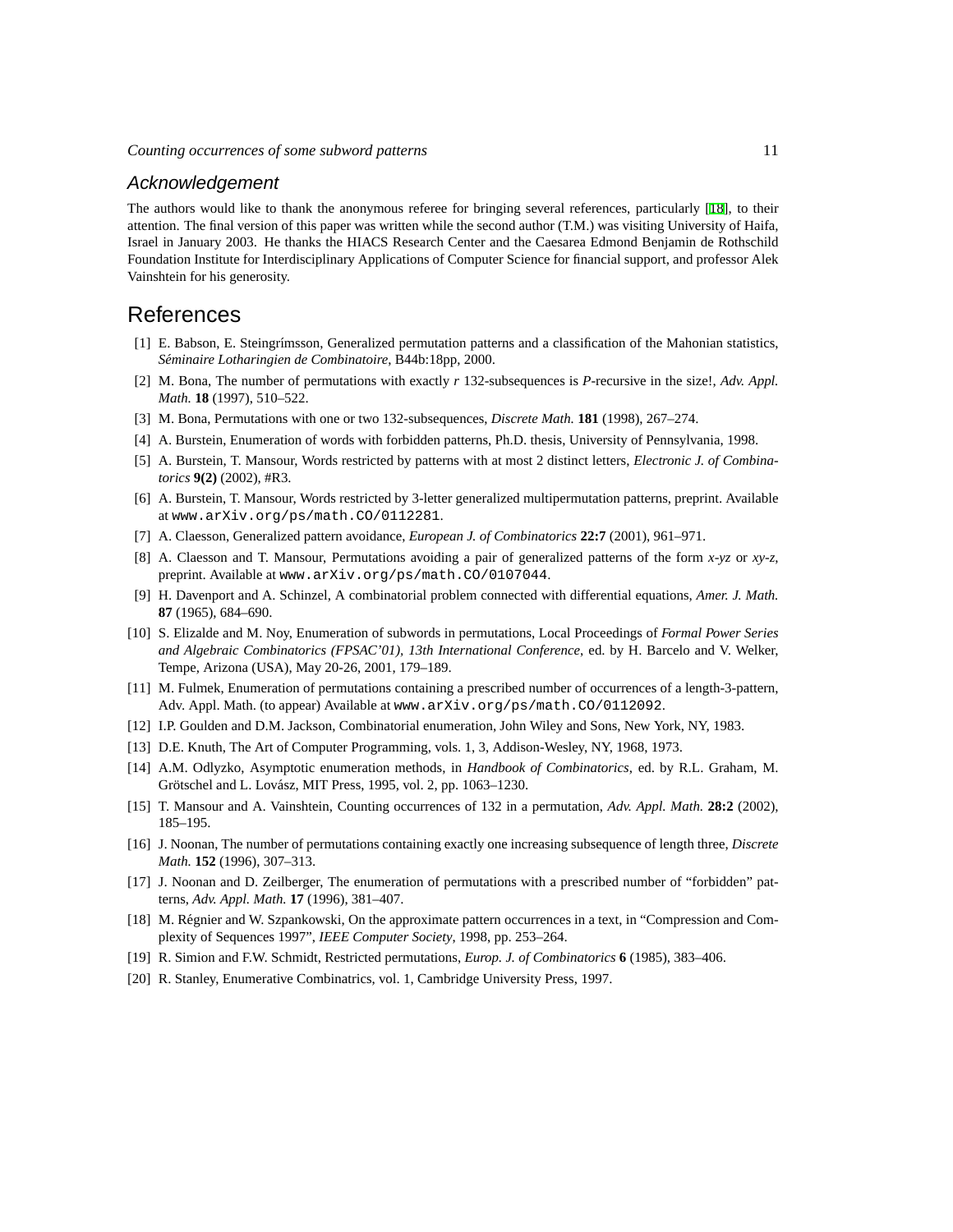## Acknowledgement

The authors would like to thank the anonymous referee for bringing several references, particularly [18], to their attention. The final version of this paper was written while the second author (T.M.) was visiting University of Haifa, Israel in January 2003. He thanks the HIACS Research Center and the Caesarea Edmond Benjamin de Rothschild Foundation Institute for Interdisciplinary Applications of Computer Science for financial support, and professor Alek Vainshtein for his generosity.

# References

[1] E. Babson, E. Steingrímsson, Generalized permutation patterns and a classification of the Mahonian statistics, *Séminaire Lotharingien de Combinatoire*, B44b:18pp, 2000.

[2] M. Bona, The number of permutations with exactly $r$ 132-subsequences is $P$-recursive in the size!, *Adv. Appl. Math.* **18** (1997), 510–522.

[3] M. Bona, Permutations with one or two 132-subsequences, *Discrete Math.* **181** (1998), 267–274.

[4] A. Burstein, Enumeration of words with forbidden patterns, Ph.D. thesis, University of Pennsylvania, 1998.

[5] A. Burstein, T. Mansour, Words restricted by patterns with at most 2 distinct letters, *Electronic J. of Combinatorics* **9(2)** (2002), #R3.

[6] A. Burstein, T. Mansour, Words restricted by 3-letter generalized multipermutation patterns, preprint. Available at `www.arXiv.org/ps/math.CO/0112281`.

[7] A. Claesson, Generalized pattern avoidance, *European J. of Combinatorics* **22:7** (2001), 961–971.

[8] A. Claesson and T. Mansour, Permutations avoiding a pair of generalized patterns of the form *x-yz* or *xy-z*, preprint. Available at `www.arXiv.org/ps/math.CO/0107044`.

[9] H. Davenport and A. Schinzel, A combinatorial problem connected with differential equations, *Amer. J. Math.* **87** (1965), 684–690.

[10] S. Elizalde and M. Noy, Enumeration of subwords in permutations, Local Proceedings of *Formal Power Series and Algebraic Combinatorics (FPSAC'01), 13th International Conference*, ed. by H. Barcelo and V. Welker, Tempe, Arizona (USA), May 20-26, 2001, 179–189.

[11] M. Fulmek, Enumeration of permutations containing a prescribed number of occurrences of a length-3-pattern, Adv. Appl. Math. (to appear) Available at `www.arXiv.org/ps/math.CO/0112092`.

[12] I.P. Goulden and D.M. Jackson, Combinatorial enumeration, John Wiley and Sons, New York, NY, 1983.

[13] D.E. Knuth, The Art of Computer Programming, vols. 1, 3, Addison-Wesley, NY, 1968, 1973.

[14] A.M. Odlyzko, Asymptotic enumeration methods, in *Handbook of Combinatorics*, ed. by R.L. Graham, M. Grötschel and L. Lovász, MIT Press, 1995, vol. 2, pp. 1063–1230.

[15] T. Mansour and A. Vainshtein, Counting occurrences of 132 in a permutation, *Adv. Appl. Math.* **28:2** (2002), 185–195.

[16] J. Noonan, The number of permutations containing exactly one increasing subsequence of length three, *Discrete Math.* **152** (1996), 307–313.

[17] J. Noonan and D. Zeilberger, The enumeration of permutations with a prescribed number of "forbidden" patterns, *Adv. Appl. Math.* **17** (1996), 381–407.

[18] M. Régnier and W. Szpankowski, On the approximate pattern occurrences in a text, in "Compression and Complexity of Sequences 1997", *IEEE Computer Society*, 1998, pp. 253–264.

[19] R. Simion and F.W. Schmidt, Restricted permutations, *Europ. J. of Combinatorics* **6** (1985), 383–406.

[20] R. Stanley, Enumerative Combinatrics, vol. 1, Cambridge University Press, 1997.